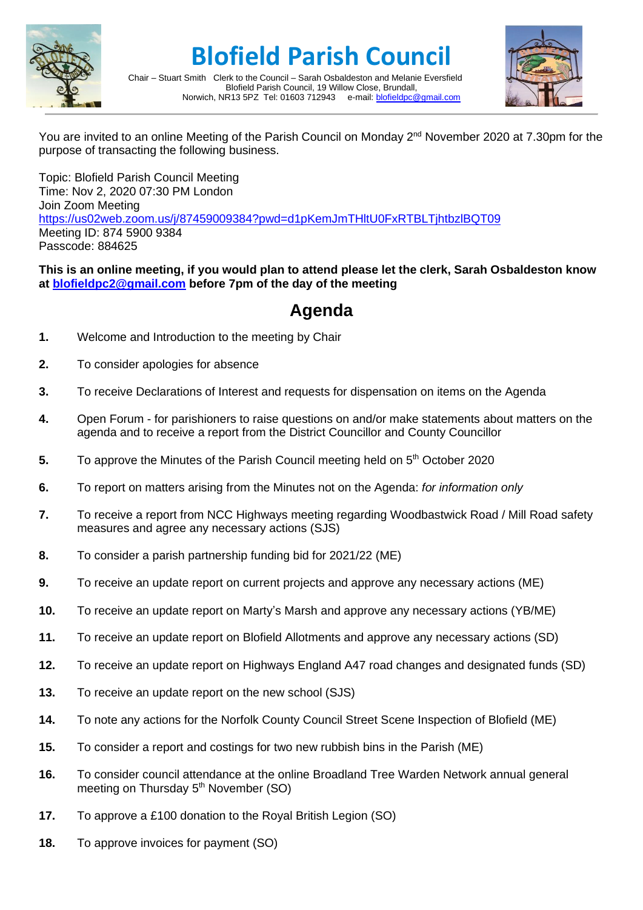# Blofield Parish Council

Chair – Stuart Smith  Clerk to the Council – Sarah Osbaldeston and Melanie Eversfield
Blofield Parish Council, 19 Willow Close, Brundall,
Norwich, NR13 5PZ  Tel: 01603 712943  e-mail: blofieldpc@gmail.com

You are invited to an online Meeting of the Parish Council on Monday 2nd November 2020 at 7.30pm for the purpose of transacting the following business.

Topic: Blofield Parish Council Meeting
Time: Nov 2, 2020 07:30 PM London
Join Zoom Meeting
https://us02web.zoom.us/j/87459009384?pwd=d1pKemJmTHltU0FxRTBLTjhtbzlBQT09
Meeting ID: 874 5900 9384
Passcode: 884625

**This is an online meeting, if you would plan to attend please let the clerk, Sarah Osbaldeston know at blofieldpc2@gmail.com before 7pm of the day of the meeting**

## Agenda

**1.** Welcome and Introduction to the meeting by Chair

**2.** To consider apologies for absence

**3.** To receive Declarations of Interest and requests for dispensation on items on the Agenda

**4.** Open Forum - for parishioners to raise questions on and/or make statements about matters on the agenda and to receive a report from the District Councillor and County Councillor

**5.** To approve the Minutes of the Parish Council meeting held on 5th October 2020

**6.** To report on matters arising from the Minutes not on the Agenda: *for information only*

**7.** To receive a report from NCC Highways meeting regarding Woodbastwick Road / Mill Road safety measures and agree any necessary actions (SJS)

**8.** To consider a parish partnership funding bid for 2021/22 (ME)

**9.** To receive an update report on current projects and approve any necessary actions (ME)

**10.** To receive an update report on Marty's Marsh and approve any necessary actions (YB/ME)

**11.** To receive an update report on Blofield Allotments and approve any necessary actions (SD)

**12.** To receive an update report on Highways England A47 road changes and designated funds (SD)

**13.** To receive an update report on the new school (SJS)

**14.** To note any actions for the Norfolk County Council Street Scene Inspection of Blofield (ME)

**15.** To consider a report and costings for two new rubbish bins in the Parish (ME)

**16.** To consider council attendance at the online Broadland Tree Warden Network annual general meeting on Thursday 5th November (SO)

**17.** To approve a £100 donation to the Royal British Legion (SO)

**18.** To approve invoices for payment (SO)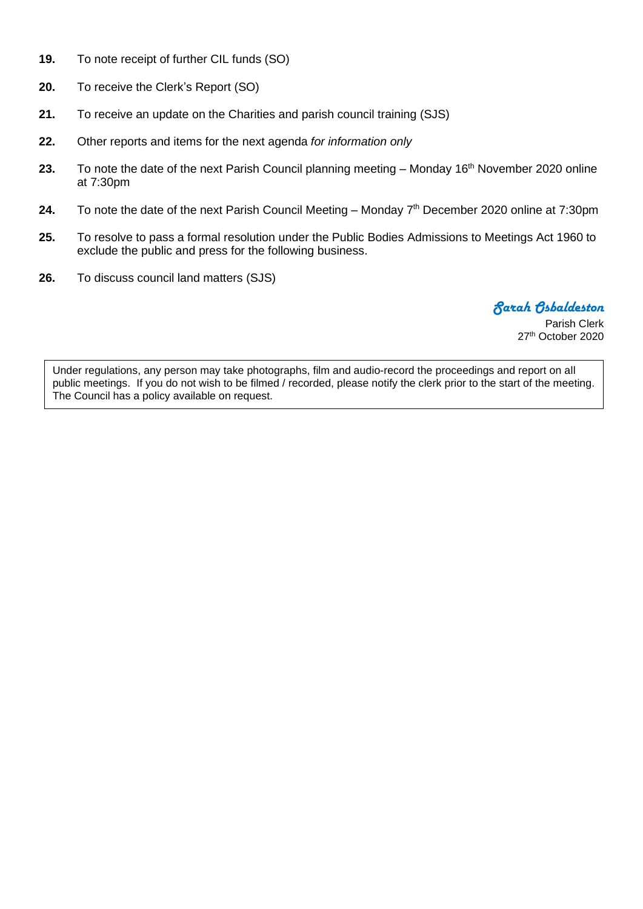**19.** To note receipt of further CIL funds (SO)

**20.** To receive the Clerk's Report (SO)

**21.** To receive an update on the Charities and parish council training (SJS)

**22.** Other reports and items for the next agenda *for information only*

**23.** To note the date of the next Parish Council planning meeting – Monday 16th November 2020 online at 7:30pm

**24.** To note the date of the next Parish Council Meeting – Monday 7th December 2020 online at 7:30pm

**25.** To resolve to pass a formal resolution under the Public Bodies Admissions to Meetings Act 1960 to exclude the public and press for the following business.

**26.** To discuss council land matters (SJS)

*Sarah Osbaldeston*
Parish Clerk
27th October 2020

Under regulations, any person may take photographs, film and audio-record the proceedings and report on all public meetings. If you do not wish to be filmed / recorded, please notify the clerk prior to the start of the meeting. The Council has a policy available on request.